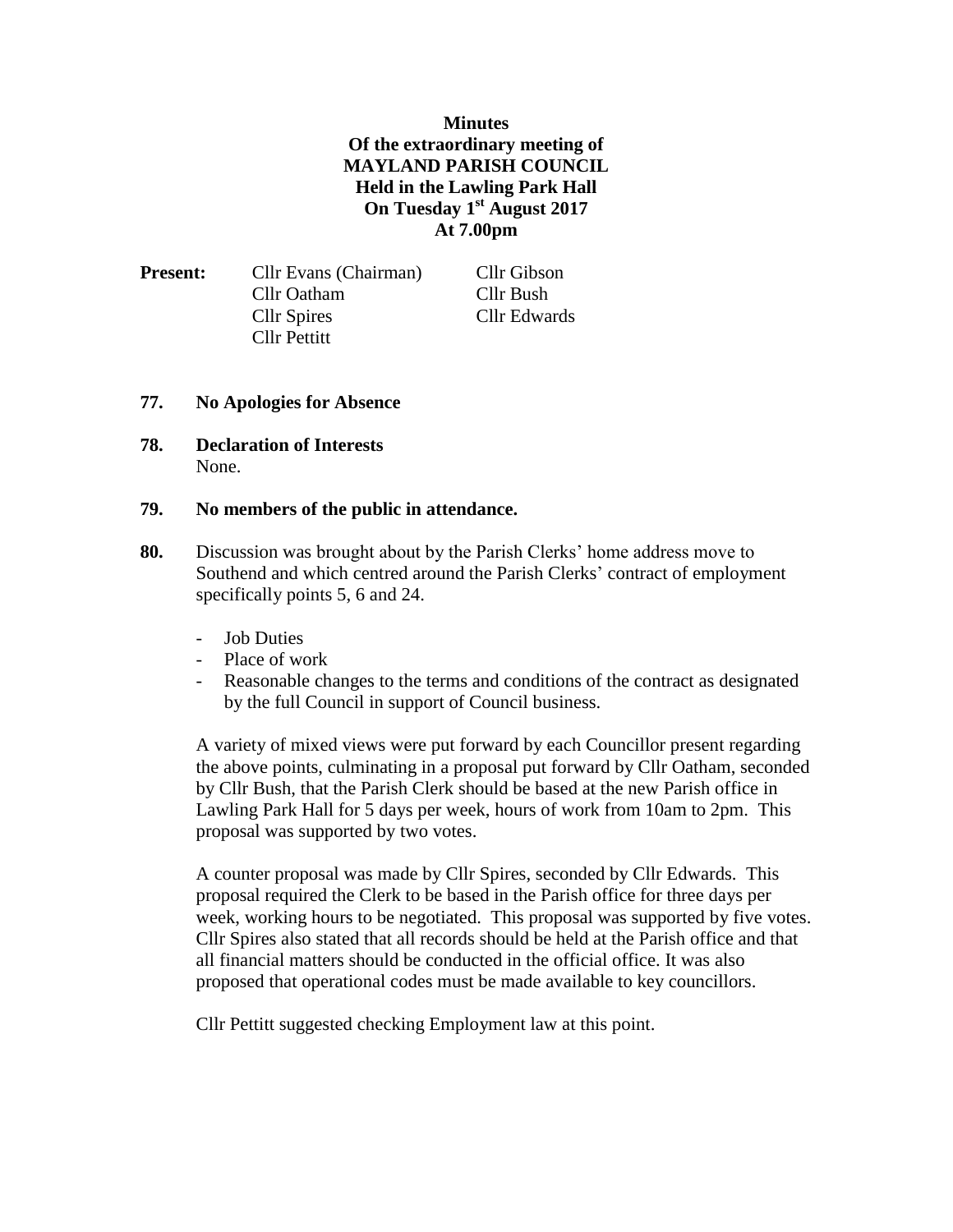**Minutes**
**Of the extraordinary meeting of**
**MAYLAND PARISH COUNCIL**
**Held in the Lawling Park Hall**
**On Tuesday 1st August 2017**
**At 7.00pm**

**Present:** Cllr Evans (Chairman), Cllr Gibson, Cllr Oatham, Cllr Bush, Cllr Spires, Cllr Edwards, Cllr Pettitt

**77. No Apologies for Absence**

**78. Declaration of Interests**
None.

**79. No members of the public in attendance.**

**80.** Discussion was brought about by the Parish Clerks' home address move to Southend and which centred around the Parish Clerks' contract of employment specifically points 5, 6 and 24.

- Job Duties
- Place of work
- Reasonable changes to the terms and conditions of the contract as designated by the full Council in support of Council business.

A variety of mixed views were put forward by each Councillor present regarding the above points, culminating in a proposal put forward by Cllr Oatham, seconded by Cllr Bush, that the Parish Clerk should be based at the new Parish office in Lawling Park Hall for 5 days per week, hours of work from 10am to 2pm. This proposal was supported by two votes.

A counter proposal was made by Cllr Spires, seconded by Cllr Edwards. This proposal required the Clerk to be based in the Parish office for three days per week, working hours to be negotiated. This proposal was supported by five votes. Cllr Spires also stated that all records should be held at the Parish office and that all financial matters should be conducted in the official office. It was also proposed that operational codes must be made available to key councillors.

Cllr Pettitt suggested checking Employment law at this point.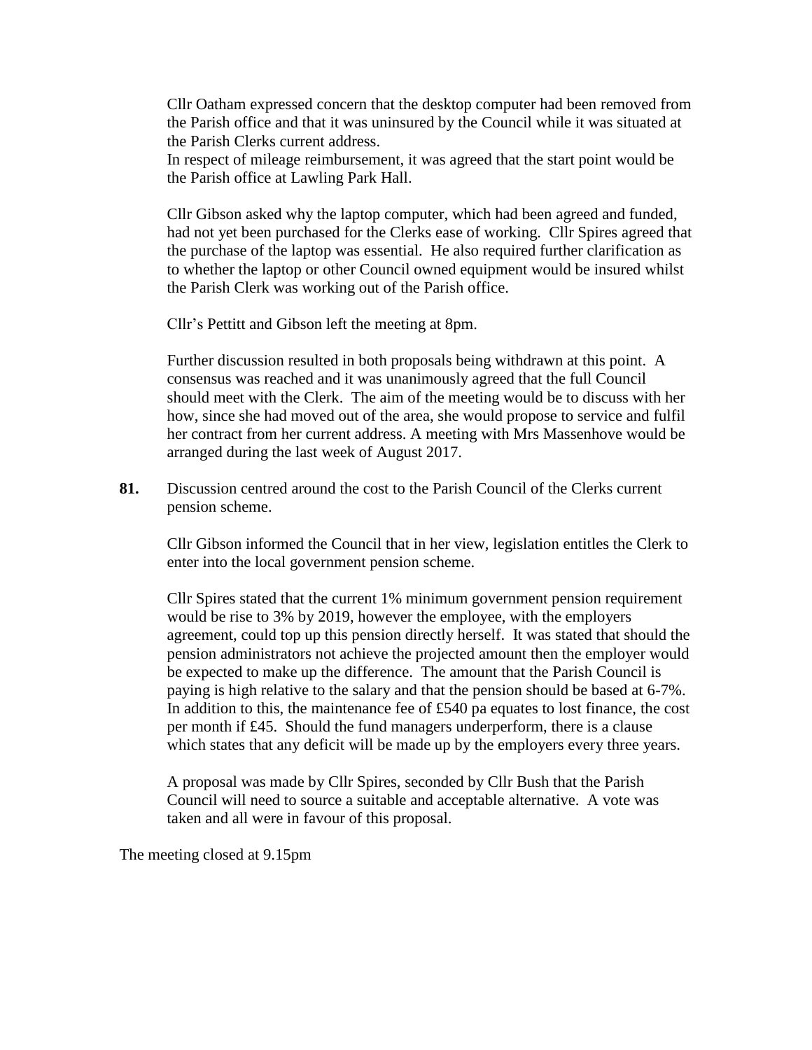Cllr Oatham expressed concern that the desktop computer had been removed from the Parish office and that it was uninsured by the Council while it was situated at the Parish Clerks current address.
In respect of mileage reimbursement, it was agreed that the start point would be the Parish office at Lawling Park Hall.

Cllr Gibson asked why the laptop computer, which had been agreed and funded, had not yet been purchased for the Clerks ease of working. Cllr Spires agreed that the purchase of the laptop was essential. He also required further clarification as to whether the laptop or other Council owned equipment would be insured whilst the Parish Clerk was working out of the Parish office.

Cllr's Pettitt and Gibson left the meeting at 8pm.

Further discussion resulted in both proposals being withdrawn at this point. A consensus was reached and it was unanimously agreed that the full Council should meet with the Clerk. The aim of the meeting would be to discuss with her how, since she had moved out of the area, she would propose to service and fulfil her contract from her current address. A meeting with Mrs Massenhove would be arranged during the last week of August 2017.

**81.** Discussion centred around the cost to the Parish Council of the Clerks current pension scheme.

Cllr Gibson informed the Council that in her view, legislation entitles the Clerk to enter into the local government pension scheme.

Cllr Spires stated that the current 1% minimum government pension requirement would be rise to 3% by 2019, however the employee, with the employers agreement, could top up this pension directly herself. It was stated that should the pension administrators not achieve the projected amount then the employer would be expected to make up the difference. The amount that the Parish Council is paying is high relative to the salary and that the pension should be based at 6-7%. In addition to this, the maintenance fee of £540 pa equates to lost finance, the cost per month if £45. Should the fund managers underperform, there is a clause which states that any deficit will be made up by the employers every three years.

A proposal was made by Cllr Spires, seconded by Cllr Bush that the Parish Council will need to source a suitable and acceptable alternative. A vote was taken and all were in favour of this proposal.

The meeting closed at 9.15pm